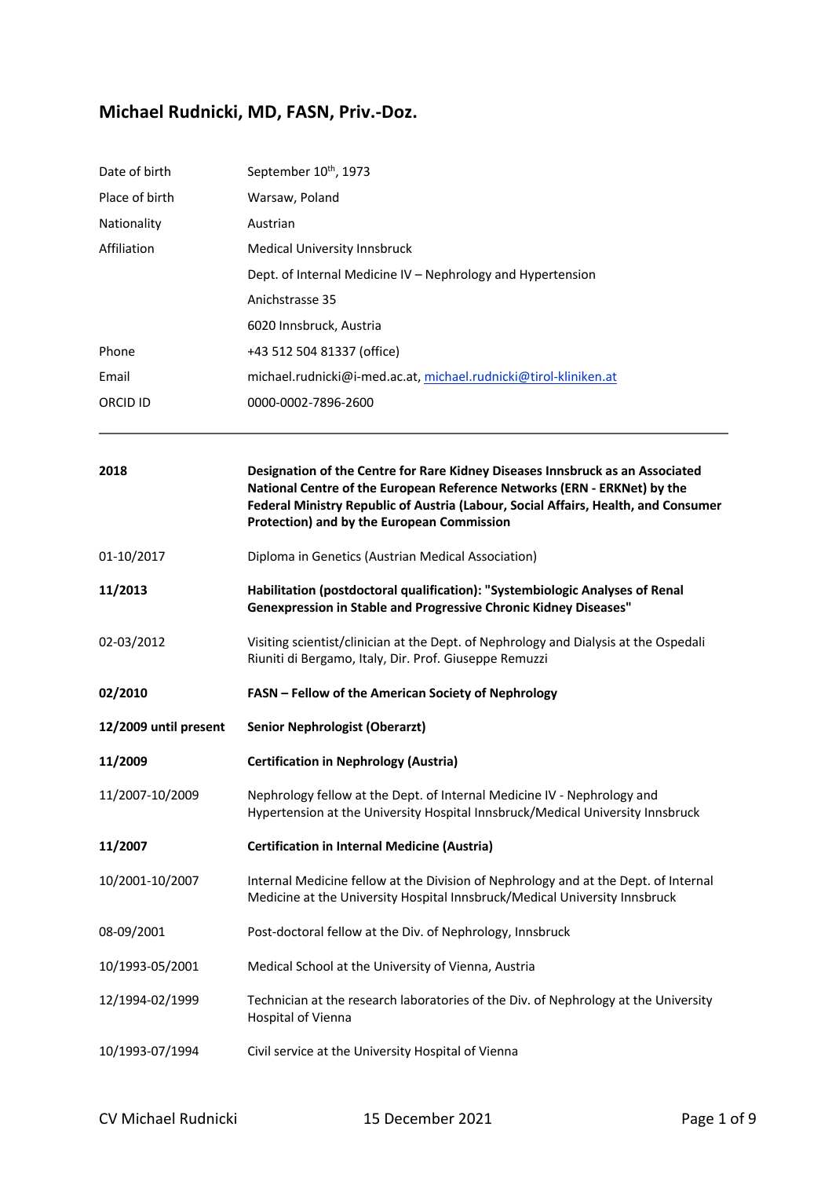# Michael Rudnicki, MD, FASN, Priv.-Doz.

| | |
|---|---|
| Date of birth | September 10th, 1973 |
| Place of birth | Warsaw, Poland |
| Nationality | Austrian |
| Affiliation | Medical University Innsbruck |
| | Dept. of Internal Medicine IV – Nephrology and Hypertension |
| | Anichstrasse 35 |
| | 6020 Innsbruck, Austria |
| Phone | +43 512 504 81337 (office) |
| Email | michael.rudnicki@i-med.ac.at, michael.rudnicki@tirol-kliniken.at |
| ORCID ID | 0000-0002-7896-2600 |

---

| | |
|---|---|
| **2018** | **Designation of the Centre for Rare Kidney Diseases Innsbruck as an Associated National Centre of the European Reference Networks (ERN - ERKNet) by the Federal Ministry Republic of Austria (Labour, Social Affairs, Health, and Consumer Protection) and by the European Commission** |
| 01-10/2017 | Diploma in Genetics (Austrian Medical Association) |
| **11/2013** | **Habilitation (postdoctoral qualification): "Systembiologic Analyses of Renal Genexpression in Stable and Progressive Chronic Kidney Diseases"** |
| 02-03/2012 | Visiting scientist/clinician at the Dept. of Nephrology and Dialysis at the Ospedali Riuniti di Bergamo, Italy, Dir. Prof. Giuseppe Remuzzi |
| **02/2010** | **FASN – Fellow of the American Society of Nephrology** |
| **12/2009 until present** | **Senior Nephrologist (Oberarzt)** |
| **11/2009** | **Certification in Nephrology (Austria)** |
| 11/2007-10/2009 | Nephrology fellow at the Dept. of Internal Medicine IV - Nephrology and Hypertension at the University Hospital Innsbruck/Medical University Innsbruck |
| **11/2007** | **Certification in Internal Medicine (Austria)** |
| 10/2001-10/2007 | Internal Medicine fellow at the Division of Nephrology and at the Dept. of Internal Medicine at the University Hospital Innsbruck/Medical University Innsbruck |
| 08-09/2001 | Post-doctoral fellow at the Div. of Nephrology, Innsbruck |
| 10/1993-05/2001 | Medical School at the University of Vienna, Austria |
| 12/1994-02/1999 | Technician at the research laboratories of the Div. of Nephrology at the University Hospital of Vienna |
| 10/1993-07/1994 | Civil service at the University Hospital of Vienna |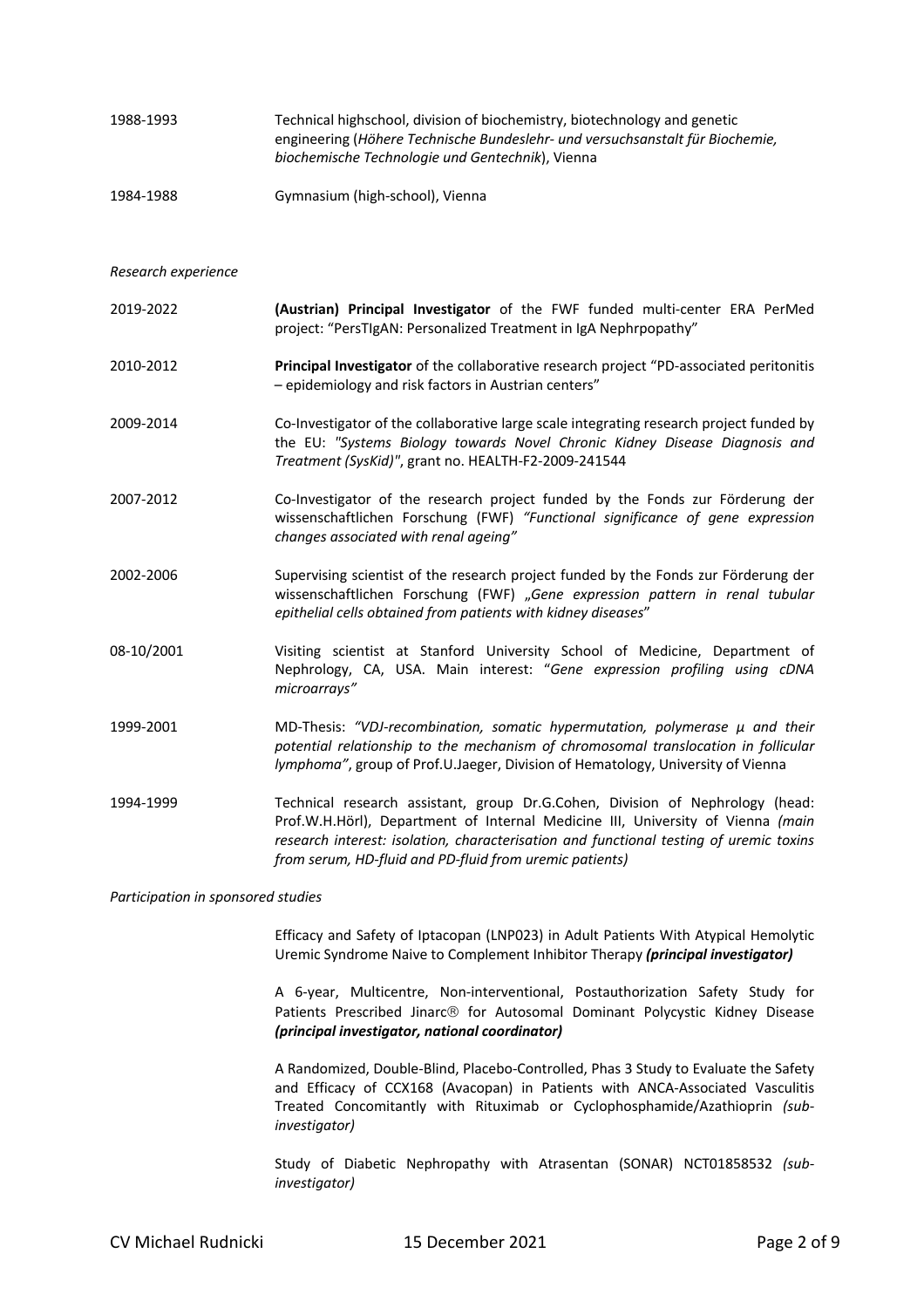1988-1993 Technical highschool, division of biochemistry, biotechnology and genetic engineering (*Höhere Technische Bundeslehr- und versuchsanstalt für Biochemie, biochemische Technologie und Gentechnik*), Vienna

1984-1988 Gymnasium (high-school), Vienna

*Research experience*

2019-2022 **(Austrian) Principal Investigator** of the FWF funded multi-center ERA PerMed project: "PersTIgAN: Personalized Treatment in IgA Nephrpopathy"

2010-2012 **Principal Investigator** of the collaborative research project "PD-associated peritonitis – epidemiology and risk factors in Austrian centers"

2009-2014 Co-Investigator of the collaborative large scale integrating research project funded by the EU: *"Systems Biology towards Novel Chronic Kidney Disease Diagnosis and Treatment (SysKid)"*, grant no. HEALTH-F2-2009-241544

2007-2012 Co-Investigator of the research project funded by the Fonds zur Förderung der wissenschaftlichen Forschung (FWF) *"Functional significance of gene expression changes associated with renal ageing"*

2002-2006 Supervising scientist of the research project funded by the Fonds zur Förderung der wissenschaftlichen Forschung (FWF) *„Gene expression pattern in renal tubular epithelial cells obtained from patients with kidney diseases*"

08-10/2001 Visiting scientist at Stanford University School of Medicine, Department of Nephrology, CA, USA. Main interest: "*Gene expression profiling using cDNA microarrays"*

1999-2001 MD-Thesis: *"VDJ-recombination, somatic hypermutation, polymerase μ and their potential relationship to the mechanism of chromosomal translocation in follicular lymphoma"*, group of Prof.U.Jaeger, Division of Hematology, University of Vienna

1994-1999 Technical research assistant, group Dr.G.Cohen, Division of Nephrology (head: Prof.W.H.Hörl), Department of Internal Medicine III, University of Vienna *(main research interest: isolation, characterisation and functional testing of uremic toxins from serum, HD-fluid and PD-fluid from uremic patients)*

*Participation in sponsored studies*

Efficacy and Safety of Iptacopan (LNP023) in Adult Patients With Atypical Hemolytic Uremic Syndrome Naive to Complement Inhibitor Therapy ***(principal investigator)***

A 6-year, Multicentre, Non-interventional, Postauthorization Safety Study for Patients Prescribed Jinarc® for Autosomal Dominant Polycystic Kidney Disease ***(principal investigator, national coordinator)***

A Randomized, Double-Blind, Placebo-Controlled, Phas 3 Study to Evaluate the Safety and Efficacy of CCX168 (Avacopan) in Patients with ANCA-Associated Vasculitis Treated Concomitantly with Rituximab or Cyclophosphamide/Azathioprin *(sub-investigator)*

Study of Diabetic Nephropathy with Atrasentan (SONAR) NCT01858532 *(sub-investigator)*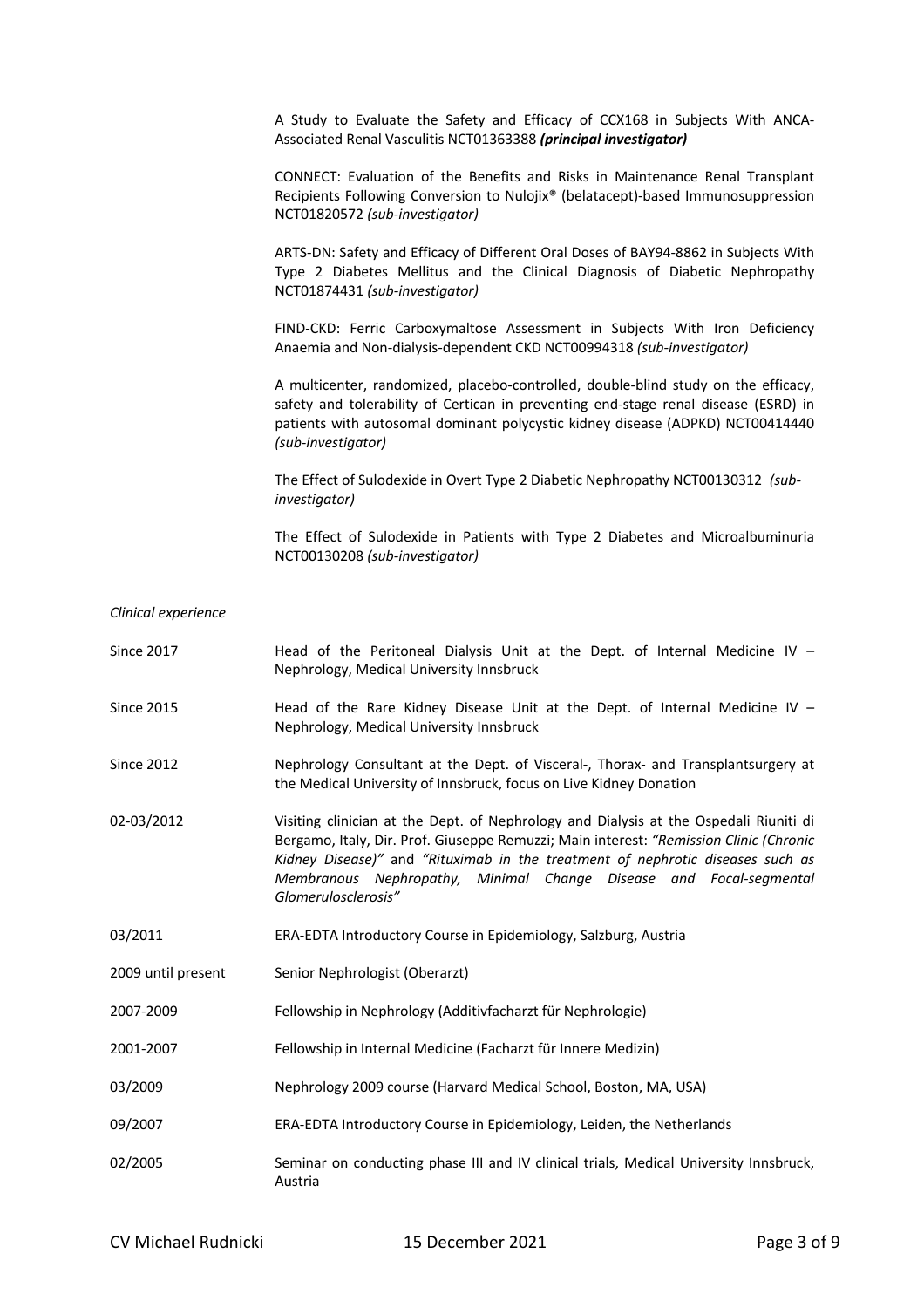A Study to Evaluate the Safety and Efficacy of CCX168 in Subjects With ANCA-Associated Renal Vasculitis NCT01363388 ***(principal investigator)***

CONNECT: Evaluation of the Benefits and Risks in Maintenance Renal Transplant Recipients Following Conversion to Nulojix® (belatacept)-based Immunosuppression NCT01820572 *(sub-investigator)*

ARTS-DN: Safety and Efficacy of Different Oral Doses of BAY94-8862 in Subjects With Type 2 Diabetes Mellitus and the Clinical Diagnosis of Diabetic Nephropathy NCT01874431 *(sub-investigator)*

FIND-CKD: Ferric Carboxymaltose Assessment in Subjects With Iron Deficiency Anaemia and Non-dialysis-dependent CKD NCT00994318 *(sub-investigator)*

A multicenter, randomized, placebo-controlled, double-blind study on the efficacy, safety and tolerability of Certican in preventing end-stage renal disease (ESRD) in patients with autosomal dominant polycystic kidney disease (ADPKD) NCT00414440 *(sub-investigator)*

The Effect of Sulodexide in Overt Type 2 Diabetic Nephropathy NCT00130312 *(sub-investigator)*

The Effect of Sulodexide in Patients with Type 2 Diabetes and Microalbuminuria NCT00130208 *(sub-investigator)*

*Clinical experience*

| | |
|---|---|
| Since 2017 | Head of the Peritoneal Dialysis Unit at the Dept. of Internal Medicine IV – Nephrology, Medical University Innsbruck |
| Since 2015 | Head of the Rare Kidney Disease Unit at the Dept. of Internal Medicine IV – Nephrology, Medical University Innsbruck |
| Since 2012 | Nephrology Consultant at the Dept. of Visceral-, Thorax- and Transplantsurgery at the Medical University of Innsbruck, focus on Live Kidney Donation |
| 02-03/2012 | Visiting clinician at the Dept. of Nephrology and Dialysis at the Ospedali Riuniti di Bergamo, Italy, Dir. Prof. Giuseppe Remuzzi; Main interest: *"Remission Clinic (Chronic Kidney Disease)"* and *"Rituximab in the treatment of nephrotic diseases such as Membranous Nephropathy, Minimal Change Disease and Focal-segmental Glomerulosclerosis"* |
| 03/2011 | ERA-EDTA Introductory Course in Epidemiology, Salzburg, Austria |
| 2009 until present | Senior Nephrologist (Oberarzt) |
| 2007-2009 | Fellowship in Nephrology (Additivfacharzt für Nephrologie) |
| 2001-2007 | Fellowship in Internal Medicine (Facharzt für Innere Medizin) |
| 03/2009 | Nephrology 2009 course (Harvard Medical School, Boston, MA, USA) |
| 09/2007 | ERA-EDTA Introductory Course in Epidemiology, Leiden, the Netherlands |
| 02/2005 | Seminar on conducting phase III and IV clinical trials, Medical University Innsbruck, Austria |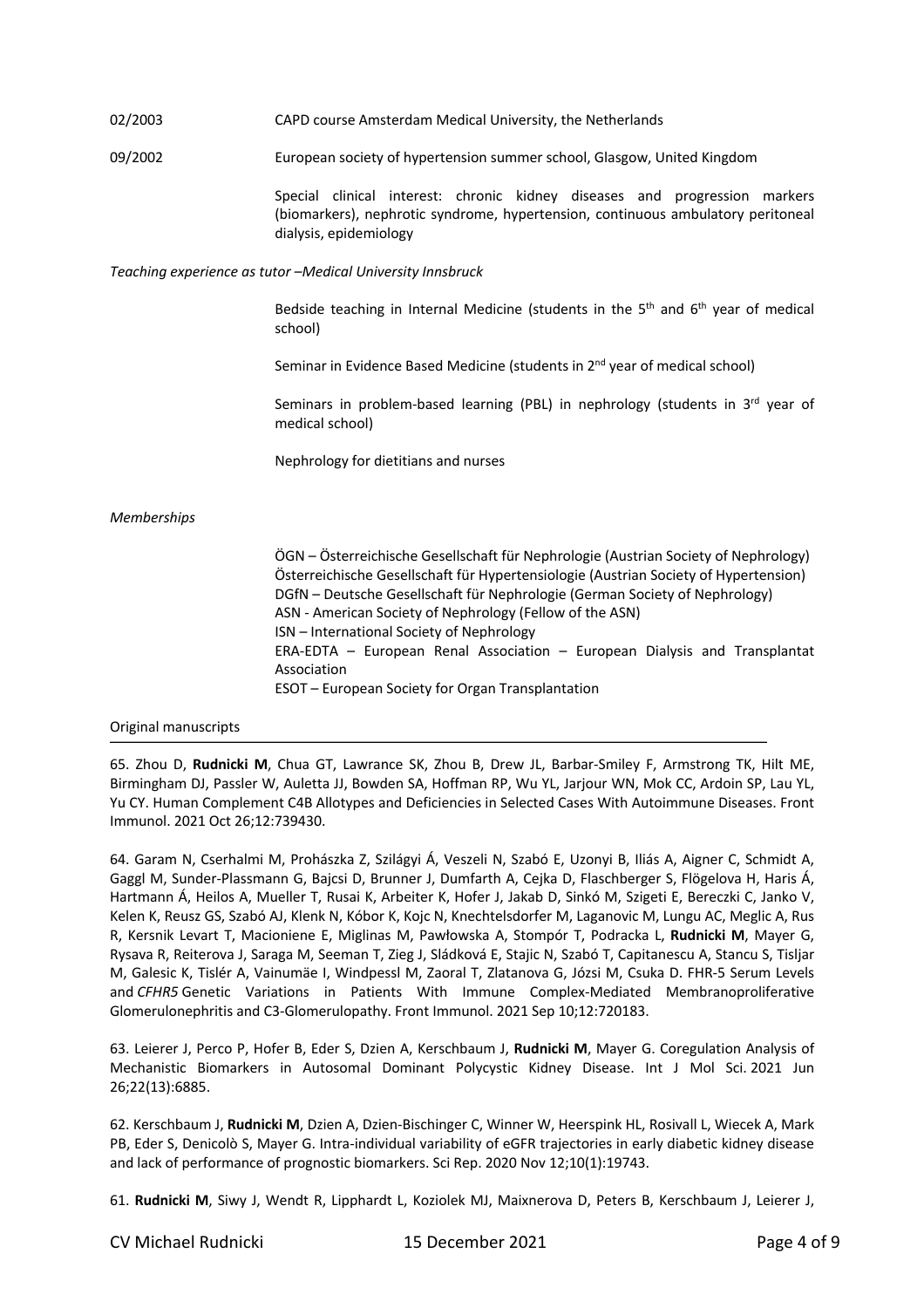02/2003 CAPD course Amsterdam Medical University, the Netherlands

09/2002 European society of hypertension summer school, Glasgow, United Kingdom

Special clinical interest: chronic kidney diseases and progression markers (biomarkers), nephrotic syndrome, hypertension, continuous ambulatory peritoneal dialysis, epidemiology

*Teaching experience as tutor –Medical University Innsbruck*

Bedside teaching in Internal Medicine (students in the 5th and 6th year of medical school)

Seminar in Evidence Based Medicine (students in 2nd year of medical school)

Seminars in problem-based learning (PBL) in nephrology (students in 3rd year of medical school)

Nephrology for dietitians and nurses

*Memberships*

ÖGN – Österreichische Gesellschaft für Nephrologie (Austrian Society of Nephrology)
Österreichische Gesellschaft für Hypertensiologie (Austrian Society of Hypertension)
DGfN – Deutsche Gesellschaft für Nephrologie (German Society of Nephrology)
ASN - American Society of Nephrology (Fellow of the ASN)
ISN – International Society of Nephrology
ERA-EDTA – European Renal Association – European Dialysis and Transplantat Association
ESOT – European Society for Organ Transplantation

## Original manuscripts

65. Zhou D, **Rudnicki M**, Chua GT, Lawrance SK, Zhou B, Drew JL, Barbar-Smiley F, Armstrong TK, Hilt ME, Birmingham DJ, Passler W, Auletta JJ, Bowden SA, Hoffman RP, Wu YL, Jarjour WN, Mok CC, Ardoin SP, Lau YL, Yu CY. Human Complement C4B Allotypes and Deficiencies in Selected Cases With Autoimmune Diseases. Front Immunol. 2021 Oct 26;12:739430.

64. Garam N, Cserhalmi M, Prohászka Z, Szilágyi Á, Veszeli N, Szabó E, Uzonyi B, Iliás A, Aigner C, Schmidt A, Gaggl M, Sunder-Plassmann G, Bajcsi D, Brunner J, Dumfarth A, Cejka D, Flaschberger S, Flögelova H, Haris Á, Hartmann Á, Heilos A, Mueller T, Rusai K, Arbeiter K, Hofer J, Jakab D, Sinkó M, Szigeti E, Bereczki C, Janko V, Kelen K, Reusz GS, Szabó AJ, Klenk N, Kóbor K, Kojc N, Knechtelsdorfer M, Laganovic M, Lungu AC, Meglic A, Rus R, Kersnik Levart T, Macioniene E, Miglinas M, Pawłowska A, Stompór T, Podracka L, **Rudnicki M**, Mayer G, Rysava R, Reiterova J, Saraga M, Seeman T, Zieg J, Sládková E, Stajic N, Szabó T, Capitanescu A, Stancu S, Tisljar M, Galesic K, Tislér A, Vainumäe I, Windpessl M, Zaoral T, Zlatanova G, Józsi M, Csuka D. FHR-5 Serum Levels and *CFHR5* Genetic Variations in Patients With Immune Complex-Mediated Membranoproliferative Glomerulonephritis and C3-Glomerulopathy. Front Immunol. 2021 Sep 10;12:720183.

63. Leierer J, Perco P, Hofer B, Eder S, Dzien A, Kerschbaum J, **Rudnicki M**, Mayer G. Coregulation Analysis of Mechanistic Biomarkers in Autosomal Dominant Polycystic Kidney Disease. Int J Mol Sci. 2021 Jun 26;22(13):6885.

62. Kerschbaum J, **Rudnicki M**, Dzien A, Dzien-Bischinger C, Winner W, Heerspink HL, Rosivall L, Wiecek A, Mark PB, Eder S, Denicolò S, Mayer G. Intra-individual variability of eGFR trajectories in early diabetic kidney disease and lack of performance of prognostic biomarkers. Sci Rep. 2020 Nov 12;10(1):19743.

61. **Rudnicki M**, Siwy J, Wendt R, Lipphardt L, Koziolek MJ, Maixnerova D, Peters B, Kerschbaum J, Leierer J,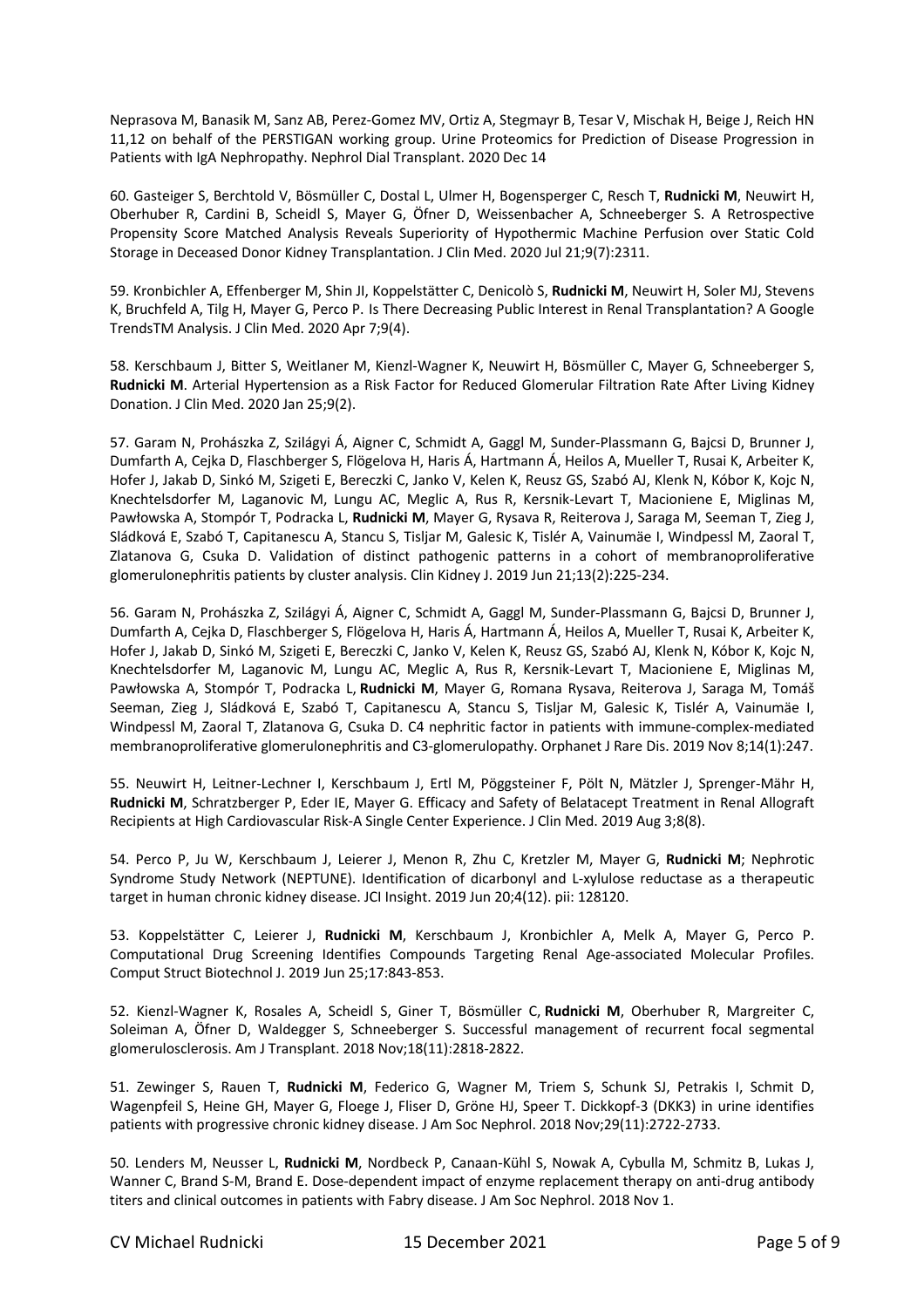Neprasova M, Banasik M, Sanz AB, Perez-Gomez MV, Ortiz A, Stegmayr B, Tesar V, Mischak H, Beige J, Reich HN 11,12 on behalf of the PERSTIGAN working group. Urine Proteomics for Prediction of Disease Progression in Patients with IgA Nephropathy. Nephrol Dial Transplant. 2020 Dec 14

60. Gasteiger S, Berchtold V, Bösmüller C, Dostal L, Ulmer H, Bogensperger C, Resch T, **Rudnicki M**, Neuwirt H, Oberhuber R, Cardini B, Scheidl S, Mayer G, Öfner D, Weissenbacher A, Schneeberger S. A Retrospective Propensity Score Matched Analysis Reveals Superiority of Hypothermic Machine Perfusion over Static Cold Storage in Deceased Donor Kidney Transplantation. J Clin Med. 2020 Jul 21;9(7):2311.

59. Kronbichler A, Effenberger M, Shin JI, Koppelstätter C, Denicolò S, **Rudnicki M**, Neuwirt H, Soler MJ, Stevens K, Bruchfeld A, Tilg H, Mayer G, Perco P. Is There Decreasing Public Interest in Renal Transplantation? A Google TrendsTM Analysis. J Clin Med. 2020 Apr 7;9(4).

58. Kerschbaum J, Bitter S, Weitlaner M, Kienzl-Wagner K, Neuwirt H, Bösmüller C, Mayer G, Schneeberger S, **Rudnicki M**. Arterial Hypertension as a Risk Factor for Reduced Glomerular Filtration Rate After Living Kidney Donation. J Clin Med. 2020 Jan 25;9(2).

57. Garam N, Prohászka Z, Szilágyi Á, Aigner C, Schmidt A, Gaggl M, Sunder-Plassmann G, Bajcsi D, Brunner J, Dumfarth A, Cejka D, Flaschberger S, Flögelova H, Haris Á, Hartmann Á, Heilos A, Mueller T, Rusai K, Arbeiter K, Hofer J, Jakab D, Sinkó M, Szigeti E, Bereczki C, Janko V, Kelen K, Reusz GS, Szabó AJ, Klenk N, Kóbor K, Kojc N, Knechtelsdorfer M, Laganovic M, Lungu AC, Meglic A, Rus R, Kersnik-Levart T, Macioniene E, Miglinas M, Pawłowska A, Stompór T, Podracka L, **Rudnicki M**, Mayer G, Rysava R, Reiterova J, Saraga M, Seeman T, Zieg J, Sládková E, Szabó T, Capitanescu A, Stancu S, Tisljar M, Galesic K, Tislér A, Vainumäe I, Windpessl M, Zaoral T, Zlatanova G, Csuka D. Validation of distinct pathogenic patterns in a cohort of membranoproliferative glomerulonephritis patients by cluster analysis. Clin Kidney J. 2019 Jun 21;13(2):225-234.

56. Garam N, Prohászka Z, Szilágyi Á, Aigner C, Schmidt A, Gaggl M, Sunder-Plassmann G, Bajcsi D, Brunner J, Dumfarth A, Cejka D, Flaschberger S, Flögelova H, Haris Á, Hartmann Á, Heilos A, Mueller T, Rusai K, Arbeiter K, Hofer J, Jakab D, Sinkó M, Szigeti E, Bereczki C, Janko V, Kelen K, Reusz GS, Szabó AJ, Klenk N, Kóbor K, Kojc N, Knechtelsdorfer M, Laganovic M, Lungu AC, Meglic A, Rus R, Kersnik-Levart T, Macioniene E, Miglinas M, Pawłowska A, Stompór T, Podracka L, **Rudnicki M**, Mayer G, Romana Rysava, Reiterova J, Saraga M, Tomáš Seeman, Zieg J, Sládková E, Szabó T, Capitanescu A, Stancu S, Tisljar M, Galesic K, Tislér A, Vainumäe I, Windpessl M, Zaoral T, Zlatanova G, Csuka D. C4 nephritic factor in patients with immune-complex-mediated membranoproliferative glomerulonephritis and C3-glomerulopathy. Orphanet J Rare Dis. 2019 Nov 8;14(1):247.

55. Neuwirt H, Leitner-Lechner I, Kerschbaum J, Ertl M, Pöggsteiner F, Pölt N, Mätzler J, Sprenger-Mähr H, **Rudnicki M**, Schratzberger P, Eder IE, Mayer G. Efficacy and Safety of Belatacept Treatment in Renal Allograft Recipients at High Cardiovascular Risk-A Single Center Experience. J Clin Med. 2019 Aug 3;8(8).

54. Perco P, Ju W, Kerschbaum J, Leierer J, Menon R, Zhu C, Kretzler M, Mayer G, **Rudnicki M**; Nephrotic Syndrome Study Network (NEPTUNE). Identification of dicarbonyl and L-xylulose reductase as a therapeutic target in human chronic kidney disease. JCI Insight. 2019 Jun 20;4(12). pii: 128120.

53. Koppelstätter C, Leierer J, **Rudnicki M**, Kerschbaum J, Kronbichler A, Melk A, Mayer G, Perco P. Computational Drug Screening Identifies Compounds Targeting Renal Age-associated Molecular Profiles. Comput Struct Biotechnol J. 2019 Jun 25;17:843-853.

52. Kienzl-Wagner K, Rosales A, Scheidl S, Giner T, Bösmüller C, **Rudnicki M**, Oberhuber R, Margreiter C, Soleiman A, Öfner D, Waldegger S, Schneeberger S. Successful management of recurrent focal segmental glomerulosclerosis. Am J Transplant. 2018 Nov;18(11):2818-2822.

51. Zewinger S, Rauen T, **Rudnicki M**, Federico G, Wagner M, Triem S, Schunk SJ, Petrakis I, Schmit D, Wagenpfeil S, Heine GH, Mayer G, Floege J, Fliser D, Gröne HJ, Speer T. Dickkopf-3 (DKK3) in urine identifies patients with progressive chronic kidney disease. J Am Soc Nephrol. 2018 Nov;29(11):2722-2733.

50. Lenders M, Neusser L, **Rudnicki M**, Nordbeck P, Canaan-Kühl S, Nowak A, Cybulla M, Schmitz B, Lukas J, Wanner C, Brand S-M, Brand E. Dose-dependent impact of enzyme replacement therapy on anti-drug antibody titers and clinical outcomes in patients with Fabry disease. J Am Soc Nephrol. 2018 Nov 1.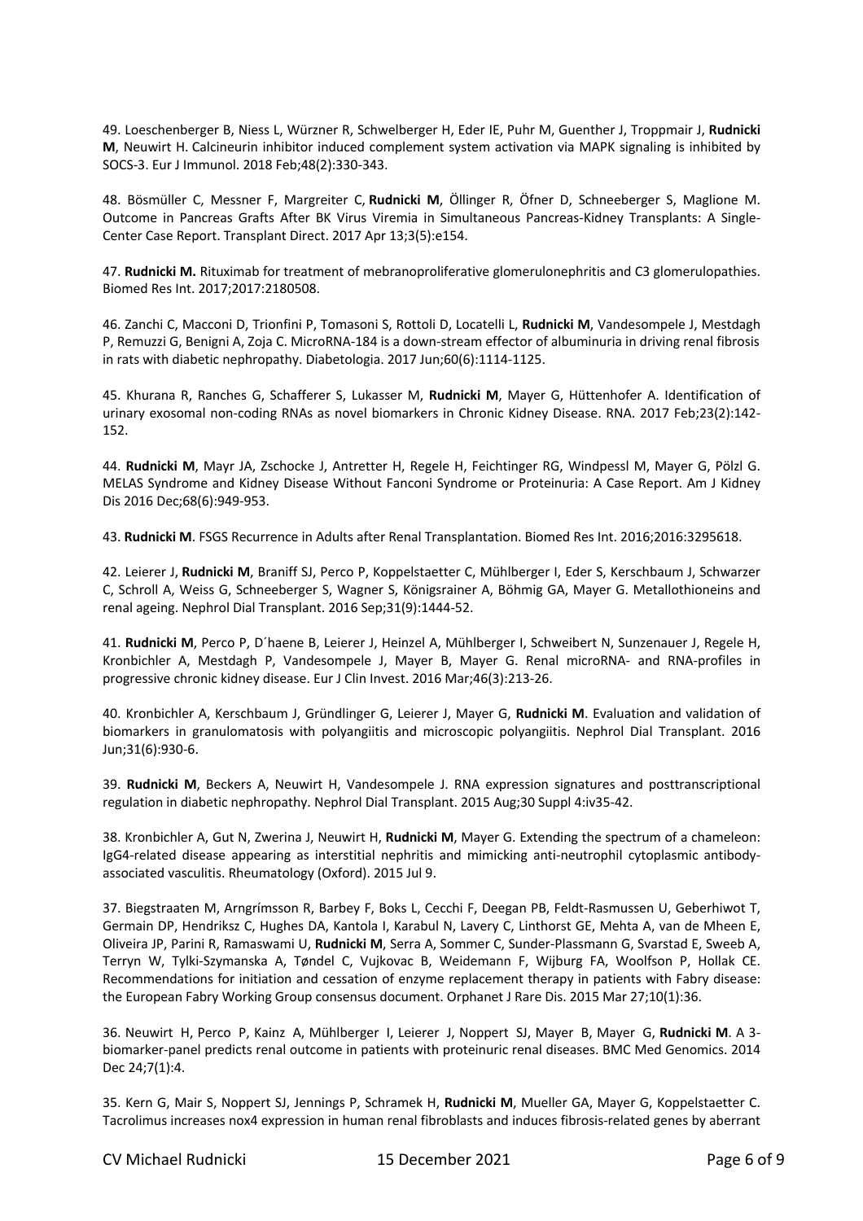49. Loeschenberger B, Niess L, Würzner R, Schwelberger H, Eder IE, Puhr M, Guenther J, Troppmair J, **Rudnicki M**, Neuwirt H. Calcineurin inhibitor induced complement system activation via MAPK signaling is inhibited by SOCS-3. Eur J Immunol. 2018 Feb;48(2):330-343.

48. Bösmüller C, Messner F, Margreiter C, **Rudnicki M**, Öllinger R, Öfner D, Schneeberger S, Maglione M. Outcome in Pancreas Grafts After BK Virus Viremia in Simultaneous Pancreas-Kidney Transplants: A Single-Center Case Report. Transplant Direct. 2017 Apr 13;3(5):e154.

47. **Rudnicki M.** Rituximab for treatment of mebranoproliferative glomerulonephritis and C3 glomerulopathies. Biomed Res Int. 2017;2017:2180508.

46. Zanchi C, Macconi D, Trionfini P, Tomasoni S, Rottoli D, Locatelli L, **Rudnicki M**, Vandesompele J, Mestdagh P, Remuzzi G, Benigni A, Zoja C. MicroRNA-184 is a down-stream effector of albuminuria in driving renal fibrosis in rats with diabetic nephropathy. Diabetologia. 2017 Jun;60(6):1114-1125.

45. Khurana R, Ranches G, Schafferer S, Lukasser M, **Rudnicki M**, Mayer G, Hüttenhofer A. Identification of urinary exosomal non-coding RNAs as novel biomarkers in Chronic Kidney Disease. RNA. 2017 Feb;23(2):142-152.

44. **Rudnicki M**, Mayr JA, Zschocke J, Antretter H, Regele H, Feichtinger RG, Windpessl M, Mayer G, Pölzl G. MELAS Syndrome and Kidney Disease Without Fanconi Syndrome or Proteinuria: A Case Report. Am J Kidney Dis 2016 Dec;68(6):949-953.

43. **Rudnicki M**. FSGS Recurrence in Adults after Renal Transplantation. Biomed Res Int. 2016;2016:3295618.

42. Leierer J, **Rudnicki M**, Braniff SJ, Perco P, Koppelstaetter C, Mühlberger I, Eder S, Kerschbaum J, Schwarzer C, Schroll A, Weiss G, Schneeberger S, Wagner S, Königsrainer A, Böhmig GA, Mayer G. Metallothioneins and renal ageing. Nephrol Dial Transplant. 2016 Sep;31(9):1444-52.

41. **Rudnicki M**, Perco P, D´haene B, Leierer J, Heinzel A, Mühlberger I, Schweibert N, Sunzenauer J, Regele H, Kronbichler A, Mestdagh P, Vandesompele J, Mayer B, Mayer G. Renal microRNA- and RNA-profiles in progressive chronic kidney disease. Eur J Clin Invest. 2016 Mar;46(3):213-26.

40. Kronbichler A, Kerschbaum J, Gründlinger G, Leierer J, Mayer G, **Rudnicki M**. Evaluation and validation of biomarkers in granulomatosis with polyangiitis and microscopic polyangiitis. Nephrol Dial Transplant. 2016 Jun;31(6):930-6.

39. **Rudnicki M**, Beckers A, Neuwirt H, Vandesompele J. RNA expression signatures and posttranscriptional regulation in diabetic nephropathy. Nephrol Dial Transplant. 2015 Aug;30 Suppl 4:iv35-42.

38. Kronbichler A, Gut N, Zwerina J, Neuwirt H, **Rudnicki M**, Mayer G. Extending the spectrum of a chameleon: IgG4-related disease appearing as interstitial nephritis and mimicking anti-neutrophil cytoplasmic antibody-associated vasculitis. Rheumatology (Oxford). 2015 Jul 9.

37. Biegstraaten M, Arngrímsson R, Barbey F, Boks L, Cecchi F, Deegan PB, Feldt-Rasmussen U, Geberhiwot T, Germain DP, Hendriksz C, Hughes DA, Kantola I, Karabul N, Lavery C, Linthorst GE, Mehta A, van de Mheen E, Oliveira JP, Parini R, Ramaswami U, **Rudnicki M**, Serra A, Sommer C, Sunder-Plassmann G, Svarstad E, Sweeb A, Terryn W, Tylki-Szymanska A, Tøndel C, Vujkovac B, Weidemann F, Wijburg FA, Woolfson P, Hollak CE. Recommendations for initiation and cessation of enzyme replacement therapy in patients with Fabry disease: the European Fabry Working Group consensus document. Orphanet J Rare Dis. 2015 Mar 27;10(1):36.

36. Neuwirt H, Perco P, Kainz A, Mühlberger I, Leierer J, Noppert SJ, Mayer B, Mayer G, **Rudnicki M**. A 3-biomarker-panel predicts renal outcome in patients with proteinuric renal diseases. BMC Med Genomics. 2014 Dec 24;7(1):4.

35. Kern G, Mair S, Noppert SJ, Jennings P, Schramek H, **Rudnicki M**, Mueller GA, Mayer G, Koppelstaetter C. Tacrolimus increases nox4 expression in human renal fibroblasts and induces fibrosis-related genes by aberrant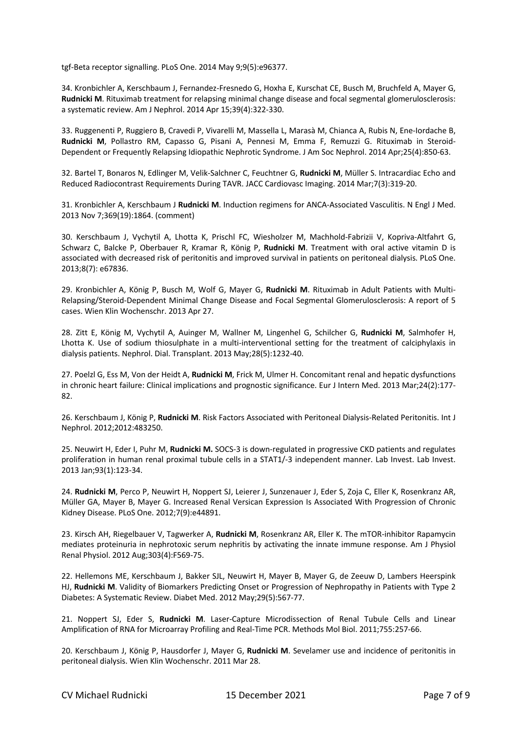tgf-Beta receptor signalling. PLoS One. 2014 May 9;9(5):e96377.

34. Kronbichler A, Kerschbaum J, Fernandez-Fresnedo G, Hoxha E, Kurschat CE, Busch M, Bruchfeld A, Mayer G, **Rudnicki M**. Rituximab treatment for relapsing minimal change disease and focal segmental glomerulosclerosis: a systematic review. Am J Nephrol. 2014 Apr 15;39(4):322-330.

33. Ruggenenti P, Ruggiero B, Cravedi P, Vivarelli M, Massella L, Marasà M, Chianca A, Rubis N, Ene-Iordache B, **Rudnicki M**, Pollastro RM, Capasso G, Pisani A, Pennesi M, Emma F, Remuzzi G. Rituximab in Steroid-Dependent or Frequently Relapsing Idiopathic Nephrotic Syndrome. J Am Soc Nephrol. 2014 Apr;25(4):850-63.

32. Bartel T, Bonaros N, Edlinger M, Velik-Salchner C, Feuchtner G, **Rudnicki M**, Müller S. Intracardiac Echo and Reduced Radiocontrast Requirements During TAVR. JACC Cardiovasc Imaging. 2014 Mar;7(3):319-20.

31. Kronbichler A, Kerschbaum J **Rudnicki M**. Induction regimens for ANCA-Associated Vasculitis. N Engl J Med. 2013 Nov 7;369(19):1864. (comment)

30. Kerschbaum J, Vychytil A, Lhotta K, Prischl FC, Wiesholzer M, Machhold-Fabrizii V, Kopriva-Altfahrt G, Schwarz C, Balcke P, Oberbauer R, Kramar R, König P, **Rudnicki M**. Treatment with oral active vitamin D is associated with decreased risk of peritonitis and improved survival in patients on peritoneal dialysis. PLoS One. 2013;8(7): e67836.

29. Kronbichler A, König P, Busch M, Wolf G, Mayer G, **Rudnicki M**. Rituximab in Adult Patients with Multi-Relapsing/Steroid-Dependent Minimal Change Disease and Focal Segmental Glomerulosclerosis: A report of 5 cases. Wien Klin Wochenschr. 2013 Apr 27.

28. Zitt E, König M, Vychytil A, Auinger M, Wallner M, Lingenhel G, Schilcher G, **Rudnicki M**, Salmhofer H, Lhotta K. Use of sodium thiosulphate in a multi-interventional setting for the treatment of calciphylaxis in dialysis patients. Nephrol. Dial. Transplant. 2013 May;28(5):1232-40.

27. Poelzl G, Ess M, Von der Heidt A, **Rudnicki M**, Frick M, Ulmer H. Concomitant renal and hepatic dysfunctions in chronic heart failure: Clinical implications and prognostic significance. Eur J Intern Med. 2013 Mar;24(2):177-82.

26. Kerschbaum J, König P, **Rudnicki M**. Risk Factors Associated with Peritoneal Dialysis-Related Peritonitis. Int J Nephrol. 2012;2012:483250.

25. Neuwirt H, Eder I, Puhr M, **Rudnicki M.** SOCS-3 is down-regulated in progressive CKD patients and regulates proliferation in human renal proximal tubule cells in a STAT1/-3 independent manner. Lab Invest. Lab Invest. 2013 Jan;93(1):123-34.

24. **Rudnicki M**, Perco P, Neuwirt H, Noppert SJ, Leierer J, Sunzenauer J, Eder S, Zoja C, Eller K, Rosenkranz AR, Müller GA, Mayer B, Mayer G. Increased Renal Versican Expression Is Associated With Progression of Chronic Kidney Disease. PLoS One. 2012;7(9):e44891.

23. Kirsch AH, Riegelbauer V, Tagwerker A, **Rudnicki M**, Rosenkranz AR, Eller K. The mTOR-inhibitor Rapamycin mediates proteinuria in nephrotoxic serum nephritis by activating the innate immune response. Am J Physiol Renal Physiol. 2012 Aug;303(4):F569-75.

22. Hellemons ME, Kerschbaum J, Bakker SJL, Neuwirt H, Mayer B, Mayer G, de Zeeuw D, Lambers Heerspink HJ, **Rudnicki M**. Validity of Biomarkers Predicting Onset or Progression of Nephropathy in Patients with Type 2 Diabetes: A Systematic Review. Diabet Med. 2012 May;29(5):567-77.

21. Noppert SJ, Eder S, **Rudnicki M**. Laser-Capture Microdissection of Renal Tubule Cells and Linear Amplification of RNA for Microarray Profiling and Real-Time PCR. Methods Mol Biol. 2011;755:257-66.

20. Kerschbaum J, König P, Hausdorfer J, Mayer G, **Rudnicki M**. Sevelamer use and incidence of peritonitis in peritoneal dialysis. Wien Klin Wochenschr. 2011 Mar 28.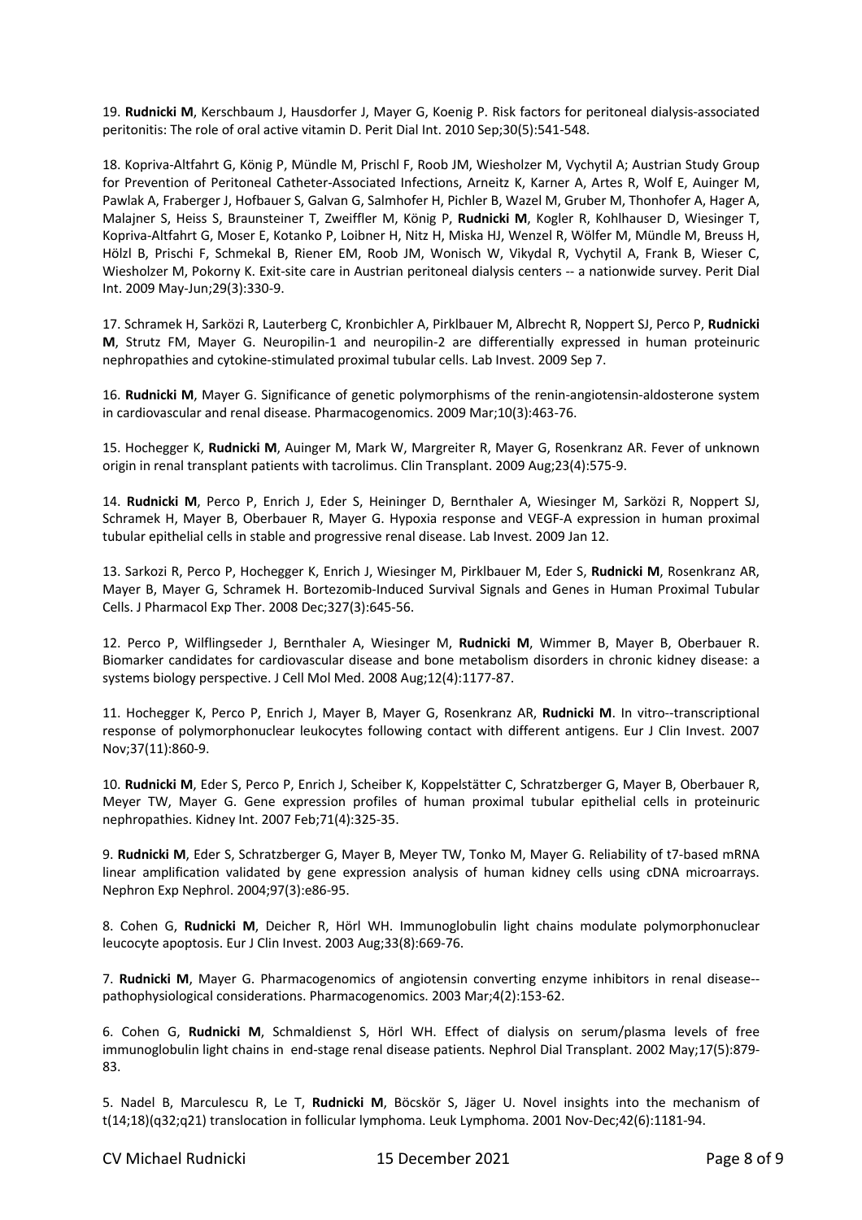19. **Rudnicki M**, Kerschbaum J, Hausdorfer J, Mayer G, Koenig P. Risk factors for peritoneal dialysis-associated peritonitis: The role of oral active vitamin D. Perit Dial Int. 2010 Sep;30(5):541-548.

18. Kopriva-Altfahrt G, König P, Mündle M, Prischl F, Roob JM, Wiesholzer M, Vychytil A; Austrian Study Group for Prevention of Peritoneal Catheter-Associated Infections, Arneitz K, Karner A, Artes R, Wolf E, Auinger M, Pawlak A, Fraberger J, Hofbauer S, Galvan G, Salmhofer H, Pichler B, Wazel M, Gruber M, Thonhofer A, Hager A, Malajner S, Heiss S, Braunsteiner T, Zweiffler M, König P, **Rudnicki M**, Kogler R, Kohlhauser D, Wiesinger T, Kopriva-Altfahrt G, Moser E, Kotanko P, Loibner H, Nitz H, Miska HJ, Wenzel R, Wölfer M, Mündle M, Breuss H, Hölzl B, Prischi F, Schmekal B, Riener EM, Roob JM, Wonisch W, Vikydal R, Vychytil A, Frank B, Wieser C, Wiesholzer M, Pokorny K. Exit-site care in Austrian peritoneal dialysis centers -- a nationwide survey. Perit Dial Int. 2009 May-Jun;29(3):330-9.

17. Schramek H, Sarközi R, Lauterberg C, Kronbichler A, Pirklbauer M, Albrecht R, Noppert SJ, Perco P, **Rudnicki M**, Strutz FM, Mayer G. Neuropilin-1 and neuropilin-2 are differentially expressed in human proteinuric nephropathies and cytokine-stimulated proximal tubular cells. Lab Invest. 2009 Sep 7.

16. **Rudnicki M**, Mayer G. Significance of genetic polymorphisms of the renin-angiotensin-aldosterone system in cardiovascular and renal disease. Pharmacogenomics. 2009 Mar;10(3):463-76.

15. Hochegger K, **Rudnicki M**, Auinger M, Mark W, Margreiter R, Mayer G, Rosenkranz AR. Fever of unknown origin in renal transplant patients with tacrolimus. Clin Transplant. 2009 Aug;23(4):575-9.

14. **Rudnicki M**, Perco P, Enrich J, Eder S, Heininger D, Bernthaler A, Wiesinger M, Sarközi R, Noppert SJ, Schramek H, Mayer B, Oberbauer R, Mayer G. Hypoxia response and VEGF-A expression in human proximal tubular epithelial cells in stable and progressive renal disease. Lab Invest. 2009 Jan 12.

13. Sarkozi R, Perco P, Hochegger K, Enrich J, Wiesinger M, Pirklbauer M, Eder S, **Rudnicki M**, Rosenkranz AR, Mayer B, Mayer G, Schramek H. Bortezomib-Induced Survival Signals and Genes in Human Proximal Tubular Cells. J Pharmacol Exp Ther. 2008 Dec;327(3):645-56.

12. Perco P, Wilflingseder J, Bernthaler A, Wiesinger M, **Rudnicki M**, Wimmer B, Mayer B, Oberbauer R. Biomarker candidates for cardiovascular disease and bone metabolism disorders in chronic kidney disease: a systems biology perspective. J Cell Mol Med. 2008 Aug;12(4):1177-87.

11. Hochegger K, Perco P, Enrich J, Mayer B, Mayer G, Rosenkranz AR, **Rudnicki M**. In vitro--transcriptional response of polymorphonuclear leukocytes following contact with different antigens. Eur J Clin Invest. 2007 Nov;37(11):860-9.

10. **Rudnicki M**, Eder S, Perco P, Enrich J, Scheiber K, Koppelstätter C, Schratzberger G, Mayer B, Oberbauer R, Meyer TW, Mayer G. Gene expression profiles of human proximal tubular epithelial cells in proteinuric nephropathies. Kidney Int. 2007 Feb;71(4):325-35.

9. **Rudnicki M**, Eder S, Schratzberger G, Mayer B, Meyer TW, Tonko M, Mayer G. Reliability of t7-based mRNA linear amplification validated by gene expression analysis of human kidney cells using cDNA microarrays. Nephron Exp Nephrol. 2004;97(3):e86-95.

8. Cohen G, **Rudnicki M**, Deicher R, Hörl WH. Immunoglobulin light chains modulate polymorphonuclear leucocyte apoptosis. Eur J Clin Invest. 2003 Aug;33(8):669-76.

7. **Rudnicki M**, Mayer G. Pharmacogenomics of angiotensin converting enzyme inhibitors in renal disease--pathophysiological considerations. Pharmacogenomics. 2003 Mar;4(2):153-62.

6. Cohen G, **Rudnicki M**, Schmaldienst S, Hörl WH. Effect of dialysis on serum/plasma levels of free immunoglobulin light chains in end-stage renal disease patients. Nephrol Dial Transplant. 2002 May;17(5):879-83.

5. Nadel B, Marculescu R, Le T, **Rudnicki M**, Böcskör S, Jäger U. Novel insights into the mechanism of t(14;18)(q32;q21) translocation in follicular lymphoma. Leuk Lymphoma. 2001 Nov-Dec;42(6):1181-94.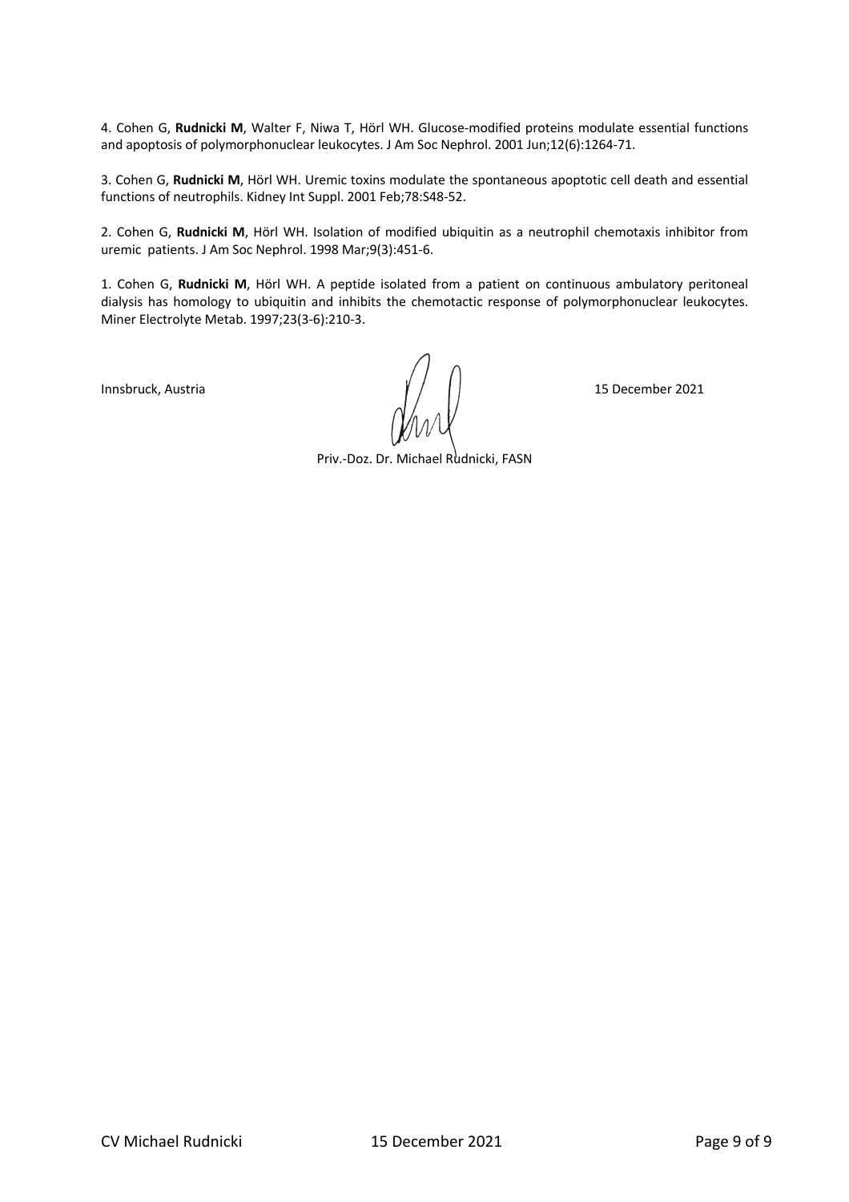4. Cohen G, **Rudnicki M**, Walter F, Niwa T, Hörl WH. Glucose-modified proteins modulate essential functions and apoptosis of polymorphonuclear leukocytes. J Am Soc Nephrol. 2001 Jun;12(6):1264-71.

3. Cohen G, **Rudnicki M**, Hörl WH. Uremic toxins modulate the spontaneous apoptotic cell death and essential functions of neutrophils. Kidney Int Suppl. 2001 Feb;78:S48-52.

2. Cohen G, **Rudnicki M**, Hörl WH. Isolation of modified ubiquitin as a neutrophil chemotaxis inhibitor from uremic patients. J Am Soc Nephrol. 1998 Mar;9(3):451-6.

1. Cohen G, **Rudnicki M**, Hörl WH. A peptide isolated from a patient on continuous ambulatory peritoneal dialysis has homology to ubiquitin and inhibits the chemotactic response of polymorphonuclear leukocytes. Miner Electrolyte Metab. 1997;23(3-6):210-3.

Innsbruck, Austria 15 December 2021

Priv.-Doz. Dr. Michael Rudnicki, FASN